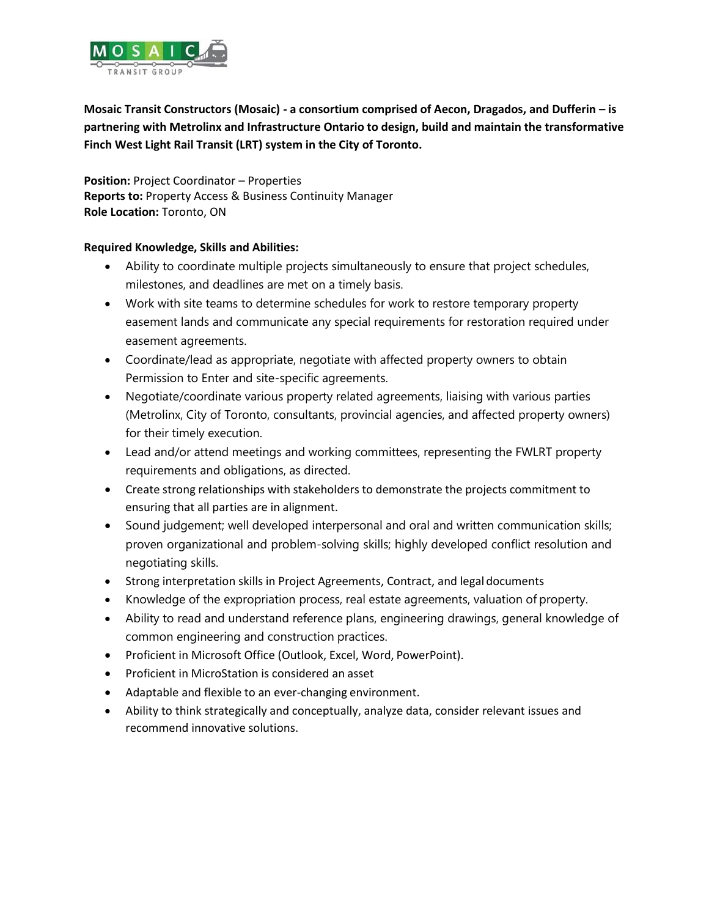**Mosaic Transit Constructors (Mosaic) - a consortium comprised of Aecon, Dragados, and Dufferin – is partnering with Metrolinx and Infrastructure Ontario to design, build and maintain the transformative Finch West Light Rail Transit (LRT) system in the City of Toronto.**

**Position:** Project Coordinator – Properties
**Reports to:** Property Access & Business Continuity Manager
**Role Location:** Toronto, ON

**Required Knowledge, Skills and Abilities:**

- Ability to coordinate multiple projects simultaneously to ensure that project schedules, milestones, and deadlines are met on a timely basis.
- Work with site teams to determine schedules for work to restore temporary property easement lands and communicate any special requirements for restoration required under easement agreements.
- Coordinate/lead as appropriate, negotiate with affected property owners to obtain Permission to Enter and site-specific agreements.
- Negotiate/coordinate various property related agreements, liaising with various parties (Metrolinx, City of Toronto, consultants, provincial agencies, and affected property owners) for their timely execution.
- Lead and/or attend meetings and working committees, representing the FWLRT property requirements and obligations, as directed.
- Create strong relationships with stakeholders to demonstrate the projects commitment to ensuring that all parties are in alignment.
- Sound judgement; well developed interpersonal and oral and written communication skills; proven organizational and problem-solving skills; highly developed conflict resolution and negotiating skills.
- Strong interpretation skills in Project Agreements, Contract, and legal documents
- Knowledge of the expropriation process, real estate agreements, valuation of property.
- Ability to read and understand reference plans, engineering drawings, general knowledge of common engineering and construction practices.
- Proficient in Microsoft Office (Outlook, Excel, Word, PowerPoint).
- Proficient in MicroStation is considered an asset
- Adaptable and flexible to an ever-changing environment.
- Ability to think strategically and conceptually, analyze data, consider relevant issues and recommend innovative solutions.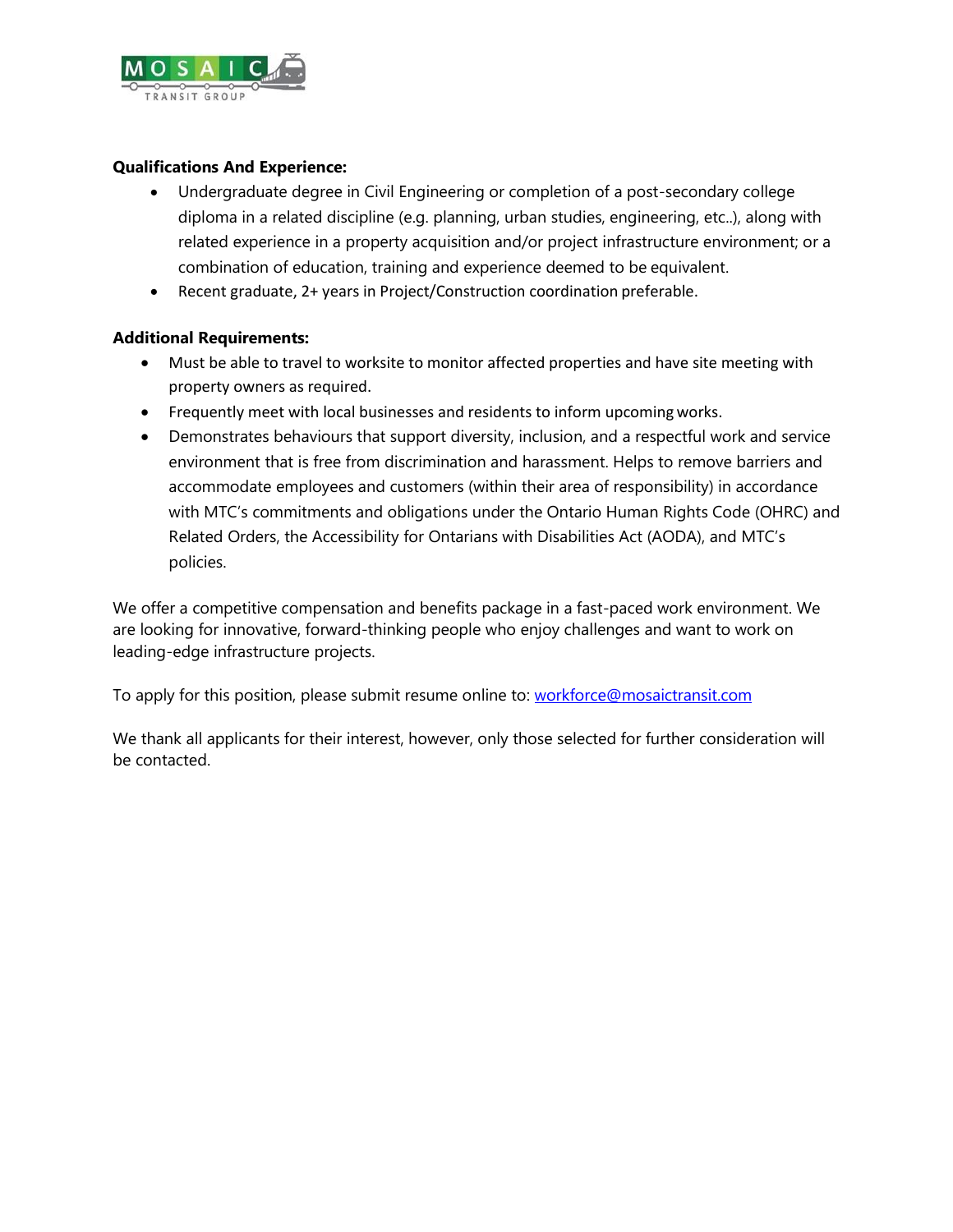**Qualifications And Experience:**

- Undergraduate degree in Civil Engineering or completion of a post-secondary college diploma in a related discipline (e.g. planning, urban studies, engineering, etc..), along with related experience in a property acquisition and/or project infrastructure environment; or a combination of education, training and experience deemed to be equivalent.
- Recent graduate, 2+ years in Project/Construction coordination preferable.

**Additional Requirements:**

- Must be able to travel to worksite to monitor affected properties and have site meeting with property owners as required.
- Frequently meet with local businesses and residents to inform upcoming works.
- Demonstrates behaviours that support diversity, inclusion, and a respectful work and service environment that is free from discrimination and harassment. Helps to remove barriers and accommodate employees and customers (within their area of responsibility) in accordance with MTC's commitments and obligations under the Ontario Human Rights Code (OHRC) and Related Orders, the Accessibility for Ontarians with Disabilities Act (AODA), and MTC's policies.

We offer a competitive compensation and benefits package in a fast-paced work environment. We are looking for innovative, forward-thinking people who enjoy challenges and want to work on leading-edge infrastructure projects.

To apply for this position, please submit resume online to: [workforce@mosaictransit.com](mailto:workforce@mosaictransit.com)

We thank all applicants for their interest, however, only those selected for further consideration will be contacted.